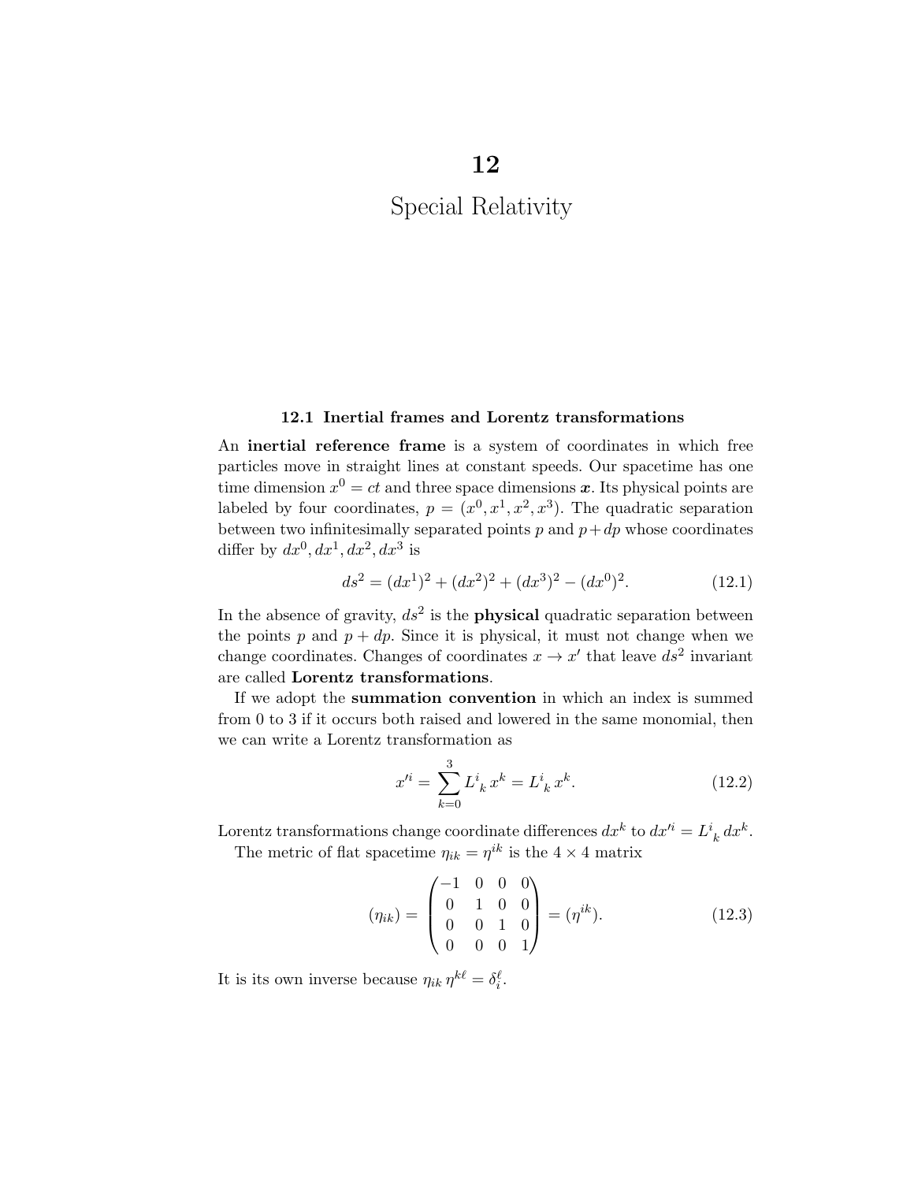# 12

# Special Relativity

## 12.1 Inertial frames and Lorentz transformations

An **inertial reference frame** is a system of coordinates in which free particles move in straight lines at constant speeds. Our spacetime has one time dimension $x^0 = ct$ and three space dimensions $\boldsymbol{x}$. Its physical points are labeled by four coordinates, $p = (x^0, x^1, x^2, x^3)$. The quadratic separation between two infinitesimally separated points $p$ and $p + dp$ whose coordinates differ by $dx^0, dx^1, dx^2, dx^3$ is

$$ds^2 = (dx^1)^2 + (dx^2)^2 + (dx^3)^2 - (dx^0)^2. \tag{12.1}$$

In the absence of gravity, $ds^2$ is the **physical** quadratic separation between the points $p$ and $p + dp$. Since it is physical, it must not change when we change coordinates. Changes of coordinates $x \to x'$ that leave $ds^2$ invariant are called **Lorentz transformations**.

If we adopt the **summation convention** in which an index is summed from 0 to 3 if it occurs both raised and lowered in the same monomial, then we can write a Lorentz transformation as

$$x'^i = \sum_{k=0}^{3} L^i{}_k \, x^k = L^i{}_k \, x^k. \tag{12.2}$$

Lorentz transformations change coordinate differences $dx^k$ to $dx'^i = L^i{}_k \, dx^k$.

The metric of flat spacetime $\eta_{ik} = \eta^{ik}$ is the $4 \times 4$ matrix

$$(\eta_{ik}) = \begin{pmatrix} -1 & 0 & 0 & 0 \\ 0 & 1 & 0 & 0 \\ 0 & 0 & 1 & 0 \\ 0 & 0 & 0 & 1 \end{pmatrix} = (\eta^{ik}). \tag{12.3}$$

It is its own inverse because $\eta_{ik} \, \eta^{k\ell} = \delta_i^\ell$.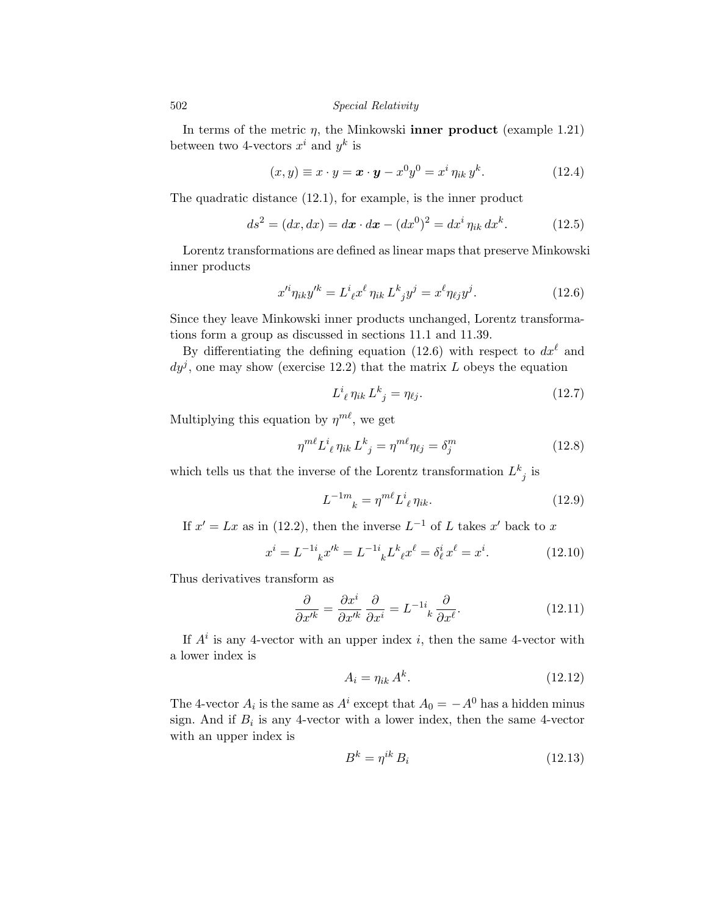In terms of the metric $\eta$, the Minkowski **inner product** (example 1.21) between two 4-vectors $x^i$ and $y^k$ is

$$(x, y) \equiv x \cdot y = \boldsymbol{x} \cdot \boldsymbol{y} - x^0 y^0 = x^i \, \eta_{ik} \, y^k. \tag{12.4}$$

The quadratic distance (12.1), for example, is the inner product

$$ds^2 = (dx, dx) = d\boldsymbol{x} \cdot d\boldsymbol{x} - (dx^0)^2 = dx^i \, \eta_{ik} \, dx^k. \tag{12.5}$$

Lorentz transformations are defined as linear maps that preserve Minkowski inner products

$$x'^i \eta_{ik} y'^k = L^i{}_\ell x^\ell \, \eta_{ik} \, L^k{}_j y^j = x^\ell \eta_{\ell j} y^j. \tag{12.6}$$

Since they leave Minkowski inner products unchanged, Lorentz transformations form a group as discussed in sections 11.1 and 11.39.

By differentiating the defining equation (12.6) with respect to $dx^\ell$ and $dy^j$, one may show (exercise 12.2) that the matrix $L$ obeys the equation

$$L^i{}_\ell \, \eta_{ik} \, L^k{}_j = \eta_{\ell j}. \tag{12.7}$$

Multiplying this equation by $\eta^{m\ell}$, we get

$$\eta^{m\ell} L^i{}_\ell \, \eta_{ik} \, L^k{}_j = \eta^{m\ell} \eta_{\ell j} = \delta^m_j \tag{12.8}$$

which tells us that the inverse of the Lorentz transformation $L^k{}_j$ is

$$L^{-1m}{}_k = \eta^{m\ell} L^i{}_\ell \, \eta_{ik}. \tag{12.9}$$

If $x' = Lx$ as in (12.2), then the inverse $L^{-1}$ of $L$ takes $x'$ back to $x$

$$x^i = L^{-1i}{}_k x'^k = L^{-1i}{}_k L^k{}_\ell x^\ell = \delta^i_\ell \, x^\ell = x^i. \tag{12.10}$$

Thus derivatives transform as

$$\frac{\partial}{\partial x'^k} = \frac{\partial x^i}{\partial x'^k} \frac{\partial}{\partial x^i} = L^{-1i}{}_k \frac{\partial}{\partial x^\ell}. \tag{12.11}$$

If $A^i$ is any 4-vector with an upper index $i$, then the same 4-vector with a lower index is

$$A_i = \eta_{ik} \, A^k. \tag{12.12}$$

The 4-vector $A_i$ is the same as $A^i$ except that $A_0 = -A^0$ has a hidden minus sign. And if $B_i$ is any 4-vector with a lower index, then the same 4-vector with an upper index is

$$B^k = \eta^{ik} \, B_i \tag{12.13}$$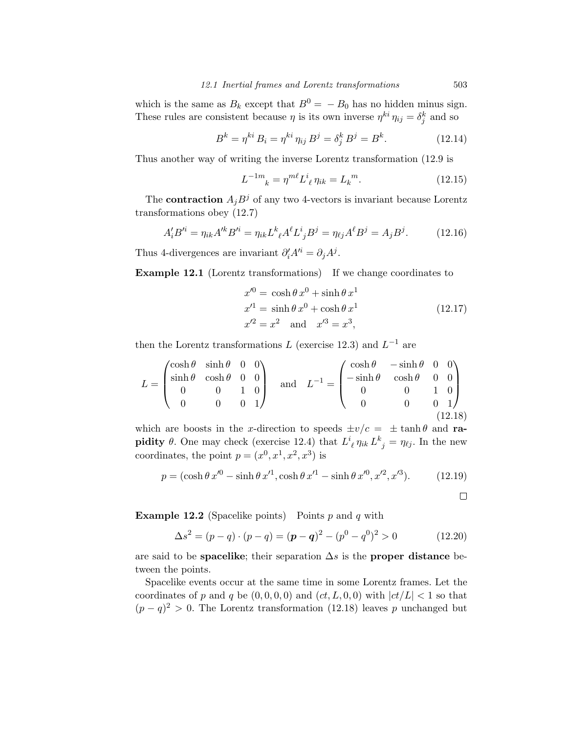which is the same as $B_k$ except that $B^0 = -B_0$ has no hidden minus sign. These rules are consistent because $\eta$ is its own inverse $\eta^{ki}\,\eta_{ij} = \delta^k_j$ and so

$$B^k = \eta^{ki}\,B_i = \eta^{ki}\,\eta_{ij}\,B^j = \delta^k_j\,B^j = B^k. \tag{12.14}$$

Thus another way of writing the inverse Lorentz transformation (12.9 is

$$L^{-1m}{}_k = \eta^{m\ell} L^i{}_\ell\,\eta_{ik} = L_k{}^m. \tag{12.15}$$

The **contraction** $A_j B^j$ of any two 4-vectors is invariant because Lorentz transformations obey (12.7)

$$A'_i B'^i = \eta_{ik} A'^k B'^i = \eta_{ik} L^k{}_\ell A^\ell L^i{}_j B^j = \eta_{\ell j} A^\ell B^j = A_j B^j. \tag{12.16}$$

Thus 4-divergences are invariant $\partial'_i A'^i = \partial_j A^j$.

**Example 12.1** (Lorentz transformations) If we change coordinates to

$$\begin{aligned} x'^0 &= \cosh\theta\, x^0 + \sinh\theta\, x^1 \\ x'^1 &= \sinh\theta\, x^0 + \cosh\theta\, x^1 \\ x'^2 &= x^2 \quad \text{and} \quad x'^3 = x^3, \end{aligned} \tag{12.17}$$

then the Lorentz transformations $L$ (exercise 12.3) and $L^{-1}$ are

$$L = \begin{pmatrix} \cosh\theta & \sinh\theta & 0 & 0 \\ \sinh\theta & \cosh\theta & 0 & 0 \\ 0 & 0 & 1 & 0 \\ 0 & 0 & 0 & 1 \end{pmatrix} \quad \text{and} \quad L^{-1} = \begin{pmatrix} \cosh\theta & -\sinh\theta & 0 & 0 \\ -\sinh\theta & \cosh\theta & 0 & 0 \\ 0 & 0 & 1 & 0 \\ 0 & 0 & 0 & 1 \end{pmatrix} \tag{12.18}$$

which are boosts in the $x$-direction to speeds $\pm v/c = \pm\tanh\theta$ and **rapidity** $\theta$. One may check (exercise 12.4) that $L^i{}_\ell\,\eta_{ik}\,L^k{}_j = \eta_{\ell j}$. In the new coordinates, the point $p = (x^0, x^1, x^2, x^3)$ is

$$p = (\cosh\theta\, x'^0 - \sinh\theta\, x'^1, \cosh\theta\, x'^1 - \sinh\theta\, x'^0, x'^2, x'^3). \tag{12.19}$$

□

**Example 12.2** (Spacelike points) Points $p$ and $q$ with

$$\Delta s^2 = (p - q)\cdot(p - q) = (\boldsymbol{p} - \boldsymbol{q})^2 - (p^0 - q^0)^2 > 0 \tag{12.20}$$

are said to be **spacelike**; their separation $\Delta s$ is the **proper distance** between the points.

Spacelike events occur at the same time in some Lorentz frames. Let the coordinates of $p$ and $q$ be $(0,0,0,0)$ and $(ct, L, 0, 0)$ with $|ct/L| < 1$ so that $(p-q)^2 > 0$. The Lorentz transformation (12.18) leaves $p$ unchanged but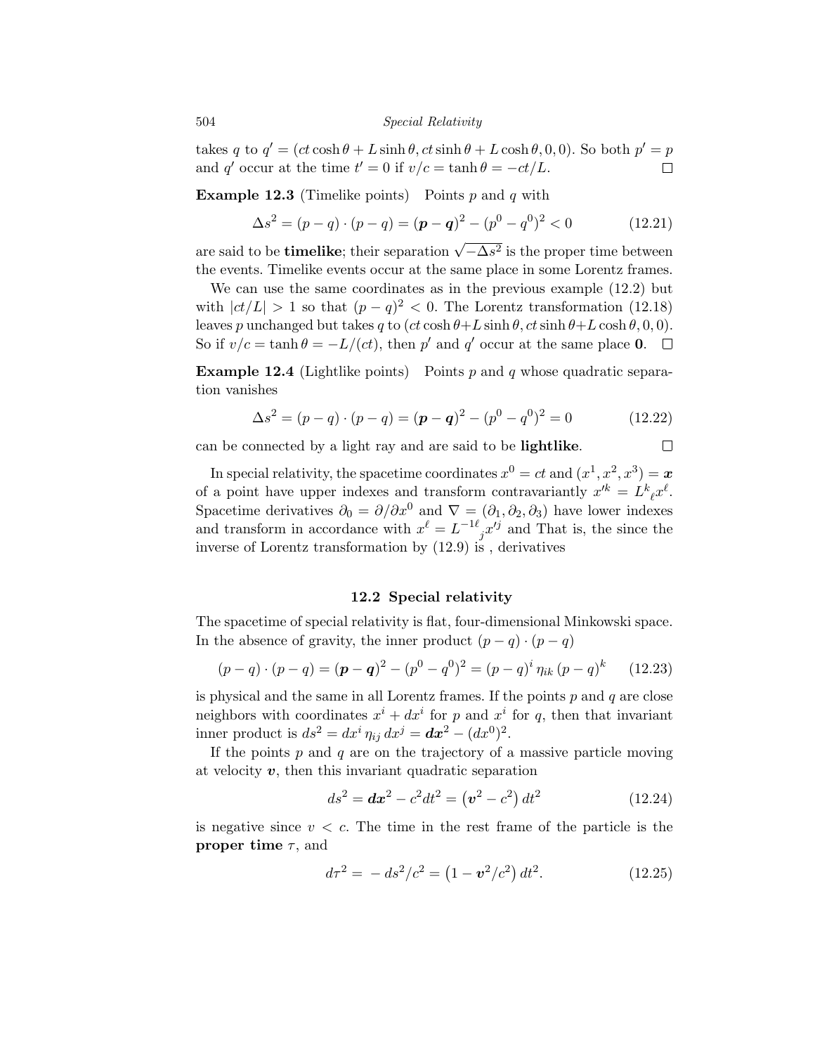takes $q$ to $q' = (ct\cosh\theta + L\sinh\theta, ct\sinh\theta + L\cosh\theta, 0, 0)$. So both $p' = p$ and $q'$ occur at the time $t' = 0$ if $v/c = \tanh\theta = -ct/L$. $\square$

**Example 12.3** (Timelike points) Points $p$ and $q$ with

$$\Delta s^2 = (p-q)\cdot(p-q) = (\boldsymbol{p}-\boldsymbol{q})^2 - (p^0 - q^0)^2 < 0 \tag{12.21}$$

are said to be **timelike**; their separation $\sqrt{-\Delta s^2}$ is the proper time between the events. Timelike events occur at the same place in some Lorentz frames.

We can use the same coordinates as in the previous example (12.2) but with $|ct/L| > 1$ so that $(p-q)^2 < 0$. The Lorentz transformation (12.18) leaves $p$ unchanged but takes $q$ to $(ct\cosh\theta + L\sinh\theta, ct\sinh\theta + L\cosh\theta, 0, 0)$. So if $v/c = \tanh\theta = -L/(ct)$, then $p'$ and $q'$ occur at the same place $\mathbf{0}$. $\square$

**Example 12.4** (Lightlike points) Points $p$ and $q$ whose quadratic separation vanishes

$$\Delta s^2 = (p-q)\cdot(p-q) = (\boldsymbol{p}-\boldsymbol{q})^2 - (p^0 - q^0)^2 = 0 \tag{12.22}$$

can be connected by a light ray and are said to be **lightlike**. $\square$

In special relativity, the spacetime coordinates $x^0 = ct$ and $(x^1, x^2, x^3) = \boldsymbol{x}$ of a point have upper indexes and transform contravariantly $x'^k = L^k{}_\ell x^\ell$. Spacetime derivatives $\partial_0 = \partial/\partial x^0$ and $\nabla = (\partial_1, \partial_2, \partial_3)$ have lower indexes and transform in accordance with $x^\ell = L^{-1\ell}{}_j x'^j$ and That is, the since the inverse of Lorentz transformation by (12.9) is , derivatives

## 12.2 Special relativity

The spacetime of special relativity is flat, four-dimensional Minkowski space. In the absence of gravity, the inner product $(p-q)\cdot(p-q)$

$$(p-q)\cdot(p-q) = (\boldsymbol{p}-\boldsymbol{q})^2 - (p^0 - q^0)^2 = (p-q)^i\,\eta_{ik}\,(p-q)^k \tag{12.23}$$

is physical and the same in all Lorentz frames. If the points $p$ and $q$ are close neighbors with coordinates $x^i + dx^i$ for $p$ and $x^i$ for $q$, then that invariant inner product is $ds^2 = dx^i\,\eta_{ij}\,dx^j = \boldsymbol{dx}^2 - (dx^0)^2$.

If the points $p$ and $q$ are on the trajectory of a massive particle moving at velocity $\boldsymbol{v}$, then this invariant quadratic separation

$$ds^2 = \boldsymbol{dx}^2 - c^2 dt^2 = \left(\boldsymbol{v}^2 - c^2\right) dt^2 \tag{12.24}$$

is negative since $v < c$. The time in the rest frame of the particle is the **proper time** $\tau$, and

$$d\tau^2 = -\,ds^2/c^2 = \left(1 - \boldsymbol{v}^2/c^2\right) dt^2. \tag{12.25}$$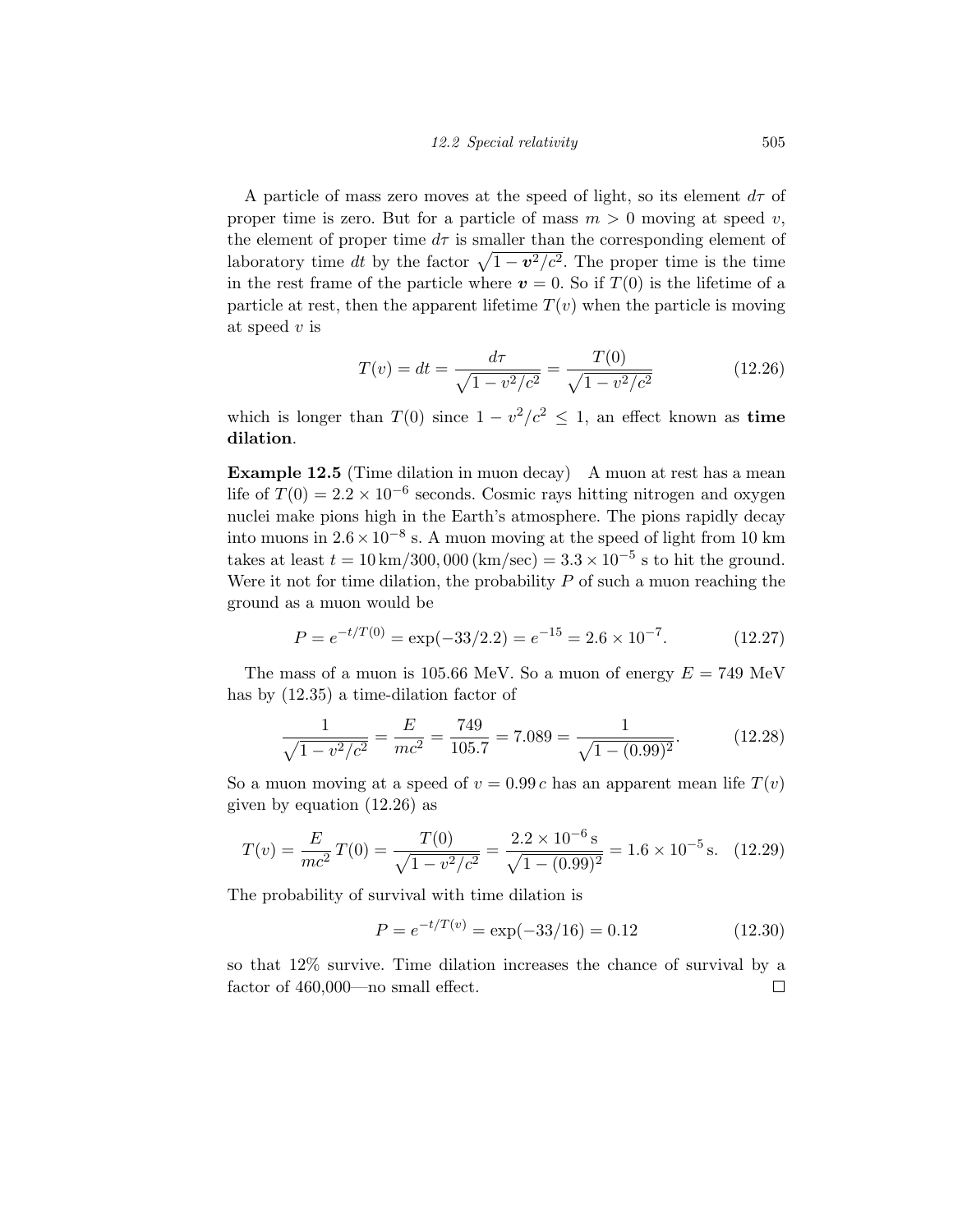A particle of mass zero moves at the speed of light, so its element $d\tau$ of proper time is zero. But for a particle of mass $m > 0$ moving at speed $v$, the element of proper time $d\tau$ is smaller than the corresponding element of laboratory time $dt$ by the factor $\sqrt{1 - \boldsymbol{v}^2/c^2}$. The proper time is the time in the rest frame of the particle where $\boldsymbol{v} = 0$. So if $T(0)$ is the lifetime of a particle at rest, then the apparent lifetime $T(v)$ when the particle is moving at speed $v$ is

$$T(v) = dt = \frac{d\tau}{\sqrt{1 - v^2/c^2}} = \frac{T(0)}{\sqrt{1 - v^2/c^2}} \tag{12.26}$$

which is longer than $T(0)$ since $1 - v^2/c^2 \leq 1$, an effect known as **time dilation**.

**Example 12.5** (Time dilation in muon decay) A muon at rest has a mean life of $T(0) = 2.2 \times 10^{-6}$ seconds. Cosmic rays hitting nitrogen and oxygen nuclei make pions high in the Earth's atmosphere. The pions rapidly decay into muons in $2.6 \times 10^{-8}$ s. A muon moving at the speed of light from 10 km takes at least $t = 10\,\text{km}/300,000\,(\text{km/sec}) = 3.3 \times 10^{-5}$ s to hit the ground. Were it not for time dilation, the probability $P$ of such a muon reaching the ground as a muon would be

$$P = e^{-t/T(0)} = \exp(-33/2.2) = e^{-15} = 2.6 \times 10^{-7}. \tag{12.27}$$

The mass of a muon is 105.66 MeV. So a muon of energy $E = 749$ MeV has by (12.35) a time-dilation factor of

$$\frac{1}{\sqrt{1 - v^2/c^2}} = \frac{E}{mc^2} = \frac{749}{105.7} = 7.089 = \frac{1}{\sqrt{1 - (0.99)^2}}. \tag{12.28}$$

So a muon moving at a speed of $v = 0.99\,c$ has an apparent mean life $T(v)$ given by equation (12.26) as

$$T(v) = \frac{E}{mc^2}\,T(0) = \frac{T(0)}{\sqrt{1 - v^2/c^2}} = \frac{2.2 \times 10^{-6}\,\text{s}}{\sqrt{1 - (0.99)^2}} = 1.6 \times 10^{-5}\,\text{s}. \tag{12.29}$$

The probability of survival with time dilation is

$$P = e^{-t/T(v)} = \exp(-33/16) = 0.12 \tag{12.30}$$

so that 12% survive. Time dilation increases the chance of survival by a factor of 460,000—no small effect. □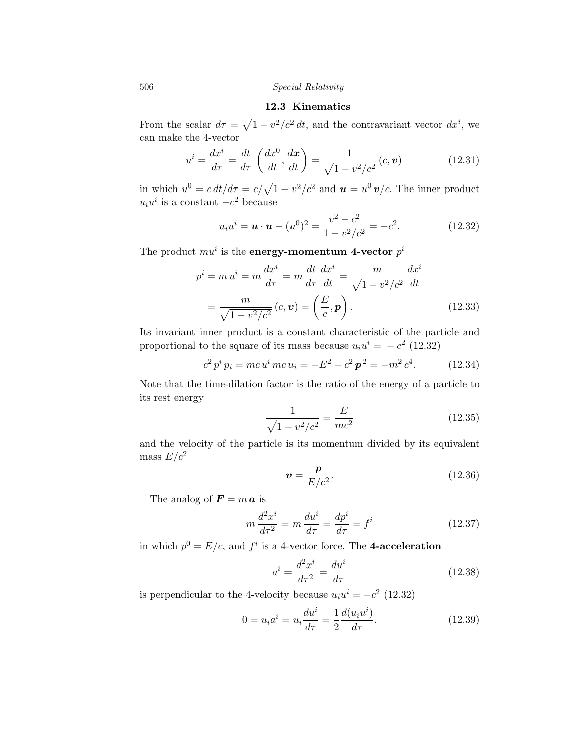## 12.3 Kinematics

From the scalar $d\tau = \sqrt{1 - v^2/c^2}\, dt$, and the contravariant vector $dx^i$, we can make the 4-vector

$$u^i = \frac{dx^i}{d\tau} = \frac{dt}{d\tau}\left(\frac{dx^0}{dt}, \frac{d\boldsymbol{x}}{dt}\right) = \frac{1}{\sqrt{1 - v^2/c^2}}\,(c, \boldsymbol{v}) \tag{12.31}$$

in which $u^0 = c\, dt/d\tau = c/\sqrt{1 - v^2/c^2}$ and $\boldsymbol{u} = u^0\, \boldsymbol{v}/c$. The inner product $u_i u^i$ is a constant $-c^2$ because

$$u_i u^i = \boldsymbol{u}\cdot\boldsymbol{u} - (u^0)^2 = \frac{v^2 - c^2}{1 - v^2/c^2} = -c^2. \tag{12.32}$$

The product $mu^i$ is the **energy-momentum 4-vector** $p^i$

$$\begin{aligned} p^i = m\, u^i = m\,\frac{dx^i}{d\tau} = m\,\frac{dt}{d\tau}\,\frac{dx^i}{dt} = \frac{m}{\sqrt{1 - v^2/c^2}}\,\frac{dx^i}{dt} \\ = \frac{m}{\sqrt{1 - v^2/c^2}}\,(c, \boldsymbol{v}) = \left(\frac{E}{c}, \boldsymbol{p}\right). \end{aligned} \tag{12.33}$$

Its invariant inner product is a constant characteristic of the particle and proportional to the square of its mass because $u_i u^i = -c^2$ (12.32)

$$c^2\, p^i\, p_i = mc\, u^i\, mc\, u_i = -E^2 + c^2\, \boldsymbol{p}^2 = -m^2\, c^4. \tag{12.34}$$

Note that the time-dilation factor is the ratio of the energy of a particle to its rest energy

$$\frac{1}{\sqrt{1 - v^2/c^2}} = \frac{E}{mc^2} \tag{12.35}$$

and the velocity of the particle is its momentum divided by its equivalent mass $E/c^2$

$$\boldsymbol{v} = \frac{\boldsymbol{p}}{E/c^2}. \tag{12.36}$$

The analog of $\boldsymbol{F} = m\,\boldsymbol{a}$ is

$$m\,\frac{d^2x^i}{d\tau^2} = m\,\frac{du^i}{d\tau} = \frac{dp^i}{d\tau} = f^i \tag{12.37}$$

in which $p^0 = E/c$, and $f^i$ is a 4-vector force. The **4-acceleration**

$$a^i = \frac{d^2x^i}{d\tau^2} = \frac{du^i}{d\tau} \tag{12.38}$$

is perpendicular to the 4-velocity because $u_i u^i = -c^2$ (12.32)

$$0 = u_i a^i = u_i \frac{du^i}{d\tau} = \frac{1}{2}\frac{d(u_i u^i)}{d\tau}. \tag{12.39}$$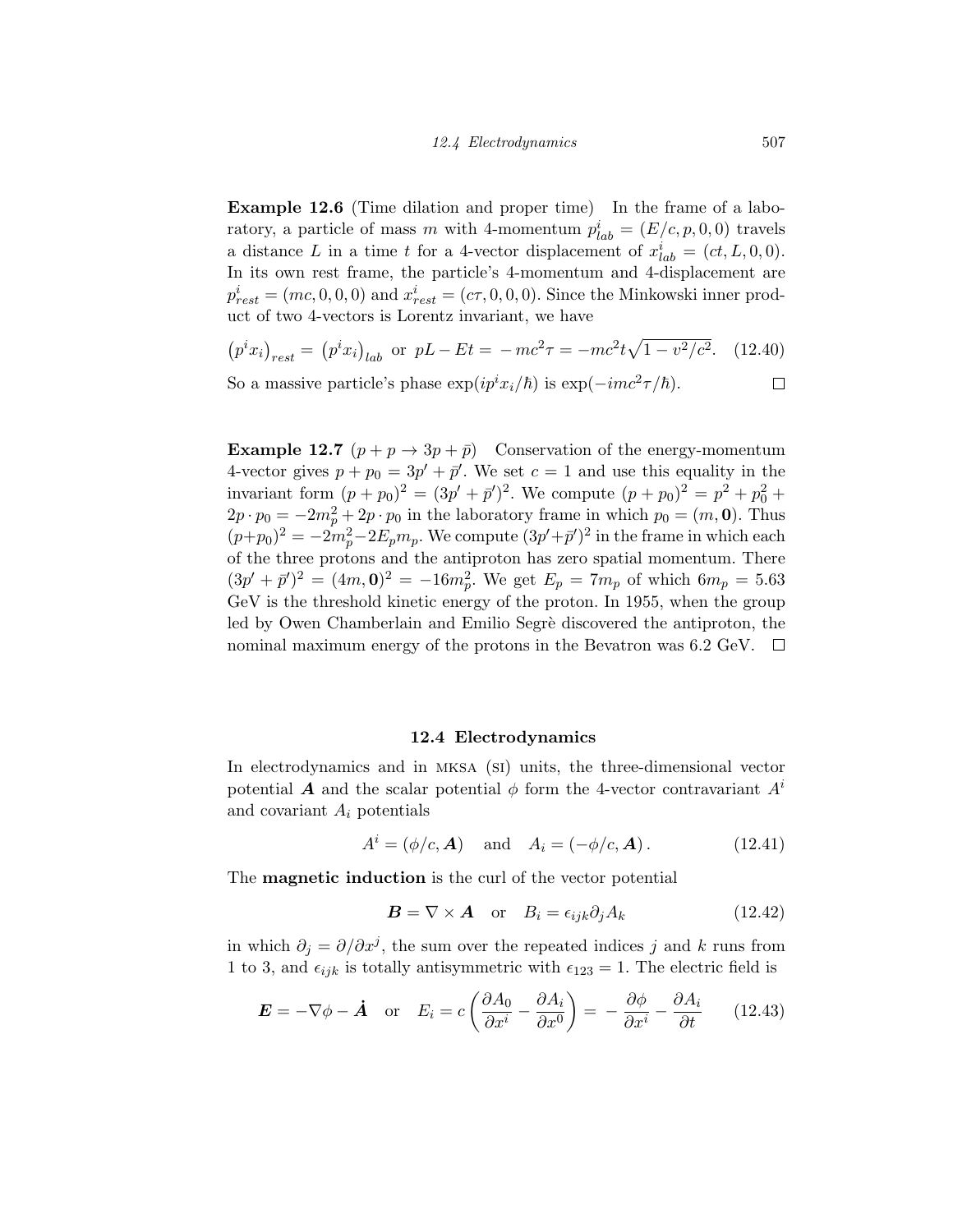**Example 12.6** (Time dilation and proper time) In the frame of a laboratory, a particle of mass $m$ with 4-momentum $p^i_{lab} = (E/c, p, 0, 0)$ travels a distance $L$ in a time $t$ for a 4-vector displacement of $x^i_{lab} = (ct, L, 0, 0)$. In its own rest frame, the particle's 4-momentum and 4-displacement are $p^i_{rest} = (mc, 0, 0, 0)$ and $x^i_{rest} = (c\tau, 0, 0, 0)$. Since the Minkowski inner product of two 4-vectors is Lorentz invariant, we have

$$\left(p^i x_i\right)_{rest} = \left(p^i x_i\right)_{lab} \text{ or } pL - Et = -mc^2\tau = -mc^2 t\sqrt{1 - v^2/c^2}. \quad (12.40)$$

So a massive particle's phase $\exp(ip^i x_i/\hbar)$ is $\exp(-imc^2\tau/\hbar)$. □

**Example 12.7** ($p + p \to 3p + \bar{p}$) Conservation of the energy-momentum 4-vector gives $p + p_0 = 3p' + \bar{p}'$. We set $c = 1$ and use this equality in the invariant form $(p + p_0)^2 = (3p' + \bar{p}')^2$. We compute $(p + p_0)^2 = p^2 + p_0^2 + 2p \cdot p_0 = -2m_p^2 + 2p \cdot p_0$ in the laboratory frame in which $p_0 = (m, \mathbf{0})$. Thus $(p+p_0)^2 = -2m_p^2 - 2E_p m_p$. We compute $(3p'+\bar{p}')^2$ in the frame in which each of the three protons and the antiproton has zero spatial momentum. There $(3p' + \bar{p}')^2 = (4m, \mathbf{0})^2 = -16m_p^2$. We get $E_p = 7m_p$ of which $6m_p = 5.63$ GeV is the threshold kinetic energy of the proton. In 1955, when the group led by Owen Chamberlain and Emilio Segrè discovered the antiproton, the nominal maximum energy of the protons in the Bevatron was 6.2 GeV. □

## 12.4 Electrodynamics

In electrodynamics and in MKSA (SI) units, the three-dimensional vector potential $\boldsymbol{A}$ and the scalar potential $\phi$ form the 4-vector contravariant $A^i$ and covariant $A_i$ potentials

$$A^i = (\phi/c, \boldsymbol{A}) \quad \text{and} \quad A_i = (-\phi/c, \boldsymbol{A}). \quad (12.41)$$

The **magnetic induction** is the curl of the vector potential

$$\boldsymbol{B} = \nabla \times \boldsymbol{A} \quad \text{or} \quad B_i = \epsilon_{ijk}\partial_j A_k \quad (12.42)$$

in which $\partial_j = \partial/\partial x^j$, the sum over the repeated indices $j$ and $k$ runs from 1 to 3, and $\epsilon_{ijk}$ is totally antisymmetric with $\epsilon_{123} = 1$. The electric field is

$$\boldsymbol{E} = -\nabla\phi - \dot{\boldsymbol{A}} \quad \text{or} \quad E_i = c\left(\frac{\partial A_0}{\partial x^i} - \frac{\partial A_i}{\partial x^0}\right) = -\frac{\partial \phi}{\partial x^i} - \frac{\partial A_i}{\partial t} \quad (12.43)$$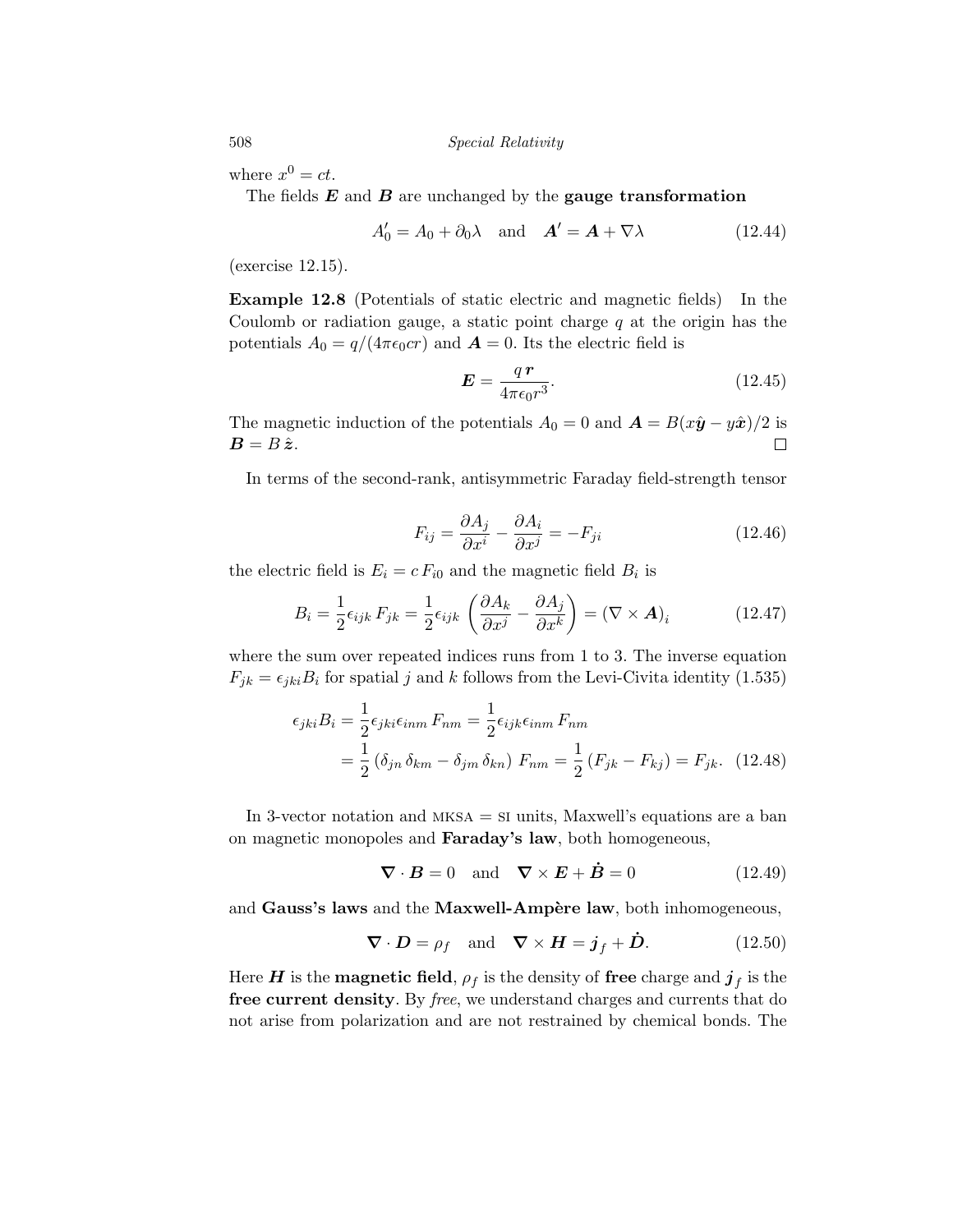where $x^0 = ct$.

The fields $\boldsymbol{E}$ and $\boldsymbol{B}$ are unchanged by the **gauge transformation**

$$A_0' = A_0 + \partial_0 \lambda \quad \text{and} \quad \boldsymbol{A}' = \boldsymbol{A} + \nabla \lambda \tag{12.44}$$

(exercise 12.15).

**Example 12.8** (Potentials of static electric and magnetic fields) In the Coulomb or radiation gauge, a static point charge $q$ at the origin has the potentials $A_0 = q/(4\pi\epsilon_0 c r)$ and $\boldsymbol{A} = 0$. Its the electric field is

$$\boldsymbol{E} = \frac{q\,\boldsymbol{r}}{4\pi\epsilon_0 r^3}. \tag{12.45}$$

The magnetic induction of the potentials $A_0 = 0$ and $\boldsymbol{A} = B(x\hat{\boldsymbol{y}} - y\hat{\boldsymbol{x}})/2$ is $\boldsymbol{B} = B\,\hat{\boldsymbol{z}}$. □

In terms of the second-rank, antisymmetric Faraday field-strength tensor

$$F_{ij} = \frac{\partial A_j}{\partial x^i} - \frac{\partial A_i}{\partial x^j} = -F_{ji} \tag{12.46}$$

the electric field is $E_i = c\,F_{i0}$ and the magnetic field $B_i$ is

$$B_i = \frac{1}{2}\epsilon_{ijk}\,F_{jk} = \frac{1}{2}\epsilon_{ijk}\left(\frac{\partial A_k}{\partial x^j} - \frac{\partial A_j}{\partial x^k}\right) = (\nabla \times \boldsymbol{A})_i \tag{12.47}$$

where the sum over repeated indices runs from 1 to 3. The inverse equation $F_{jk} = \epsilon_{jki} B_i$ for spatial $j$ and $k$ follows from the Levi-Civita identity (1.535)

$$\begin{aligned}
\epsilon_{jki} B_i &= \frac{1}{2}\epsilon_{jki}\epsilon_{inm}\,F_{nm} = \frac{1}{2}\epsilon_{ijk}\epsilon_{inm}\,F_{nm} \\
&= \frac{1}{2}\left(\delta_{jn}\,\delta_{km} - \delta_{jm}\,\delta_{kn}\right) F_{nm} = \frac{1}{2}\left(F_{jk} - F_{kj}\right) = F_{jk}.
\end{aligned} \tag{12.48}$$

In 3-vector notation and MKSA = SI units, Maxwell's equations are a ban on magnetic monopoles and **Faraday's law**, both homogeneous,

$$\boldsymbol{\nabla} \cdot \boldsymbol{B} = 0 \quad \text{and} \quad \boldsymbol{\nabla} \times \boldsymbol{E} + \dot{\boldsymbol{B}} = 0 \tag{12.49}$$

and **Gauss's laws** and the **Maxwell-Ampère law**, both inhomogeneous,

$$\boldsymbol{\nabla} \cdot \boldsymbol{D} = \rho_f \quad \text{and} \quad \boldsymbol{\nabla} \times \boldsymbol{H} = \boldsymbol{j}_f + \dot{\boldsymbol{D}}. \tag{12.50}$$

Here $\boldsymbol{H}$ is the **magnetic field**, $\rho_f$ is the density of **free** charge and $\boldsymbol{j}_f$ is the **free current density**. By *free*, we understand charges and currents that do not arise from polarization and are not restrained by chemical bonds. The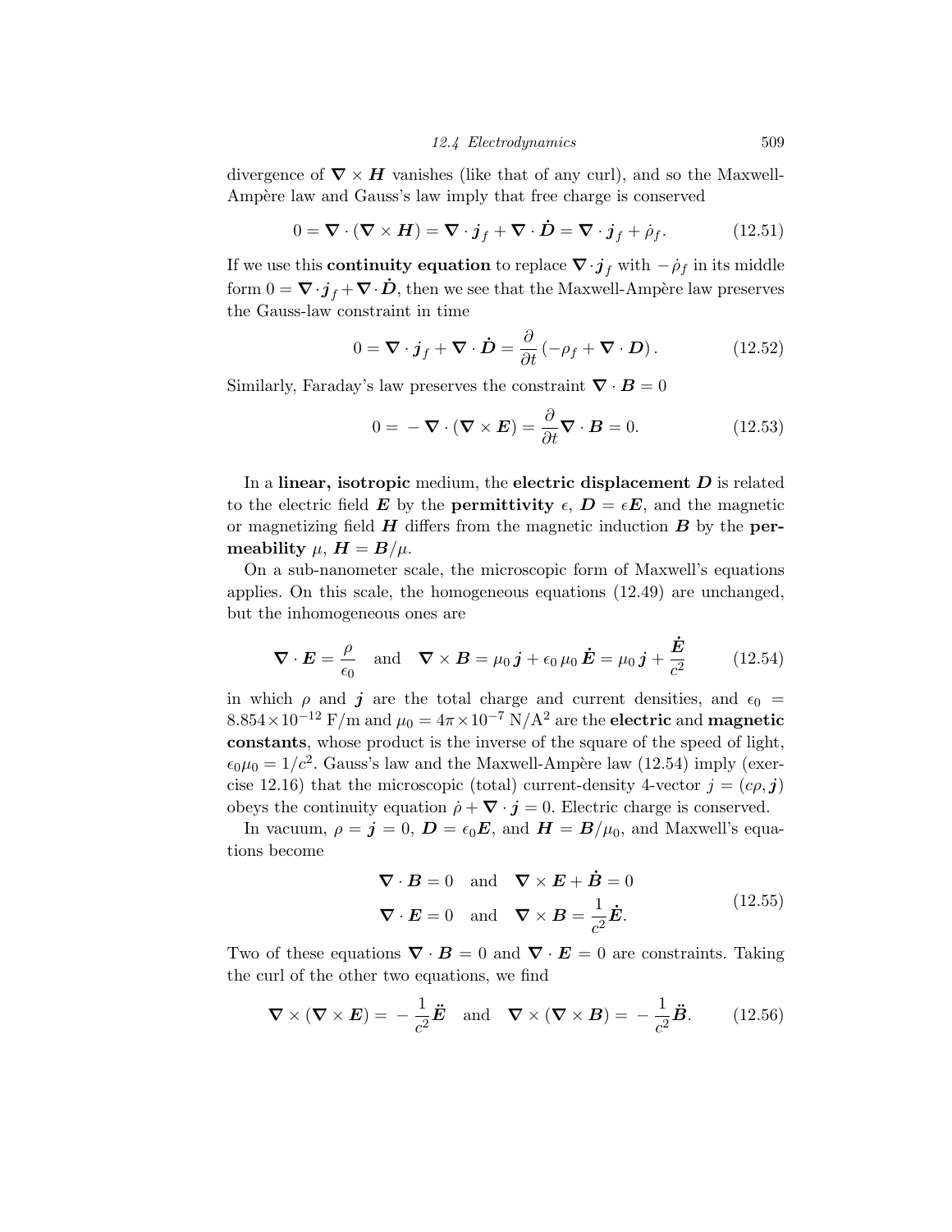divergence of $\boldsymbol{\nabla} \times \boldsymbol{H}$ vanishes (like that of any curl), and so the Maxwell-Ampère law and Gauss's law imply that free charge is conserved

$$0 = \boldsymbol{\nabla} \cdot (\boldsymbol{\nabla} \times \boldsymbol{H}) = \boldsymbol{\nabla} \cdot \boldsymbol{j}_f + \boldsymbol{\nabla} \cdot \dot{\boldsymbol{D}} = \boldsymbol{\nabla} \cdot \boldsymbol{j}_f + \dot{\rho}_f. \tag{12.51}$$

If we use this **continuity equation** to replace $\boldsymbol{\nabla} \cdot \boldsymbol{j}_f$ with $-\dot{\rho}_f$ in its middle form $0 = \boldsymbol{\nabla} \cdot \boldsymbol{j}_f + \boldsymbol{\nabla} \cdot \dot{\boldsymbol{D}}$, then we see that the Maxwell-Ampère law preserves the Gauss-law constraint in time

$$0 = \boldsymbol{\nabla} \cdot \boldsymbol{j}_f + \boldsymbol{\nabla} \cdot \dot{\boldsymbol{D}} = \frac{\partial}{\partial t} \left( -\rho_f + \boldsymbol{\nabla} \cdot \boldsymbol{D} \right). \tag{12.52}$$

Similarly, Faraday's law preserves the constraint $\boldsymbol{\nabla} \cdot \boldsymbol{B} = 0$

$$0 = -\boldsymbol{\nabla} \cdot (\boldsymbol{\nabla} \times \boldsymbol{E}) = \frac{\partial}{\partial t} \boldsymbol{\nabla} \cdot \boldsymbol{B} = 0. \tag{12.53}$$

In a **linear, isotropic** medium, the **electric displacement** $\boldsymbol{D}$ is related to the electric field $\boldsymbol{E}$ by the **permittivity** $\epsilon$, $\boldsymbol{D} = \epsilon \boldsymbol{E}$, and the magnetic or magnetizing field $\boldsymbol{H}$ differs from the magnetic induction $\boldsymbol{B}$ by the **permeability** $\mu$, $\boldsymbol{H} = \boldsymbol{B}/\mu$.

On a sub-nanometer scale, the microscopic form of Maxwell's equations applies. On this scale, the homogeneous equations (12.49) are unchanged, but the inhomogeneous ones are

$$\boldsymbol{\nabla} \cdot \boldsymbol{E} = \frac{\rho}{\epsilon_0} \quad \text{and} \quad \boldsymbol{\nabla} \times \boldsymbol{B} = \mu_0 \, \boldsymbol{j} + \epsilon_0 \, \mu_0 \, \dot{\boldsymbol{E}} = \mu_0 \, \boldsymbol{j} + \frac{\dot{\boldsymbol{E}}}{c^2} \tag{12.54}$$

in which $\rho$ and $\boldsymbol{j}$ are the total charge and current densities, and $\epsilon_0 = 8.854 \times 10^{-12}$ F/m and $\mu_0 = 4\pi \times 10^{-7}$ N/A$^2$ are the **electric** and **magnetic constants**, whose product is the inverse of the square of the speed of light, $\epsilon_0 \mu_0 = 1/c^2$. Gauss's law and the Maxwell-Ampère law (12.54) imply (exercise 12.16) that the microscopic (total) current-density 4-vector $j = (c\rho, \boldsymbol{j})$ obeys the continuity equation $\dot{\rho} + \boldsymbol{\nabla} \cdot \boldsymbol{j} = 0$. Electric charge is conserved.

In vacuum, $\rho = \boldsymbol{j} = 0$, $\boldsymbol{D} = \epsilon_0 \boldsymbol{E}$, and $\boldsymbol{H} = \boldsymbol{B}/\mu_0$, and Maxwell's equations become

$$\begin{aligned} \boldsymbol{\nabla} \cdot \boldsymbol{B} = 0 \quad &\text{and} \quad \boldsymbol{\nabla} \times \boldsymbol{E} + \dot{\boldsymbol{B}} = 0 \\ \boldsymbol{\nabla} \cdot \boldsymbol{E} = 0 \quad &\text{and} \quad \boldsymbol{\nabla} \times \boldsymbol{B} = \frac{1}{c^2} \dot{\boldsymbol{E}}. \end{aligned} \tag{12.55}$$

Two of these equations $\boldsymbol{\nabla} \cdot \boldsymbol{B} = 0$ and $\boldsymbol{\nabla} \cdot \boldsymbol{E} = 0$ are constraints. Taking the curl of the other two equations, we find

$$\boldsymbol{\nabla} \times (\boldsymbol{\nabla} \times \boldsymbol{E}) = -\frac{1}{c^2} \ddot{\boldsymbol{E}} \quad \text{and} \quad \boldsymbol{\nabla} \times (\boldsymbol{\nabla} \times \boldsymbol{B}) = -\frac{1}{c^2} \ddot{\boldsymbol{B}}. \tag{12.56}$$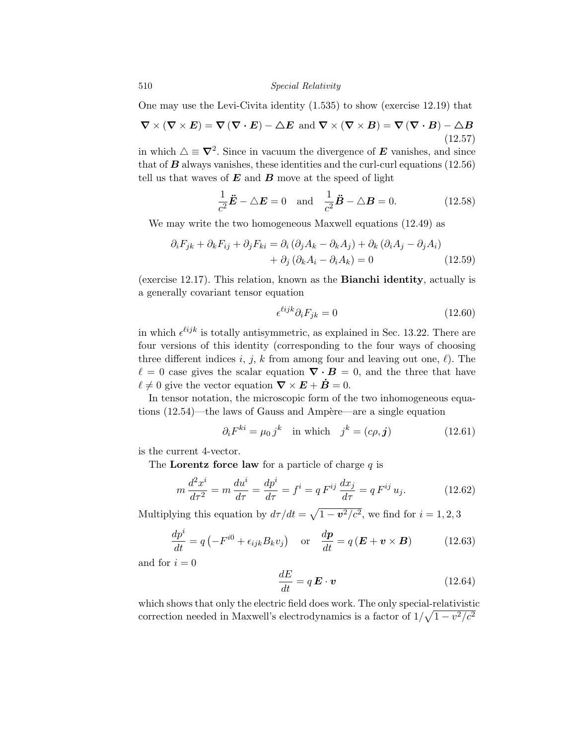One may use the Levi-Civita identity (1.535) to show (exercise 12.19) that

$$\boldsymbol{\nabla} \times (\boldsymbol{\nabla} \times \boldsymbol{E}) = \boldsymbol{\nabla} (\boldsymbol{\nabla} \cdot \boldsymbol{E}) - \triangle \boldsymbol{E} \text{ and } \boldsymbol{\nabla} \times (\boldsymbol{\nabla} \times \boldsymbol{B}) = \boldsymbol{\nabla} (\boldsymbol{\nabla} \cdot \boldsymbol{B}) - \triangle \boldsymbol{B} \tag{12.57}$$

in which $\triangle \equiv \boldsymbol{\nabla}^2$. Since in vacuum the divergence of $\boldsymbol{E}$ vanishes, and since that of $\boldsymbol{B}$ always vanishes, these identities and the curl-curl equations (12.56) tell us that waves of $\boldsymbol{E}$ and $\boldsymbol{B}$ move at the speed of light

$$\frac{1}{c^2} \ddot{\boldsymbol{E}} - \triangle \boldsymbol{E} = 0 \quad \text{and} \quad \frac{1}{c^2} \ddot{\boldsymbol{B}} - \triangle \boldsymbol{B} = 0. \tag{12.58}$$

We may write the two homogeneous Maxwell equations (12.49) as

$$\begin{aligned} \partial_i F_{jk} + \partial_k F_{ij} + \partial_j F_{ki} = \partial_i \left( \partial_j A_k - \partial_k A_j \right) + \partial_k \left( \partial_i A_j - \partial_j A_i \right) \\ + \partial_j \left( \partial_k A_i - \partial_i A_k \right) = 0 \end{aligned} \tag{12.59}$$

(exercise 12.17). This relation, known as the **Bianchi identity**, actually is a generally covariant tensor equation

$$\epsilon^{\ell ijk} \partial_i F_{jk} = 0 \tag{12.60}$$

in which $\epsilon^{\ell ijk}$ is totally antisymmetric, as explained in Sec. 13.22. There are four versions of this identity (corresponding to the four ways of choosing three different indices $i$, $j$, $k$ from among four and leaving out one, $\ell$). The $\ell = 0$ case gives the scalar equation $\boldsymbol{\nabla} \cdot \boldsymbol{B} = 0$, and the three that have $\ell \neq 0$ give the vector equation $\boldsymbol{\nabla} \times \boldsymbol{E} + \dot{\boldsymbol{B}} = 0$.

In tensor notation, the microscopic form of the two inhomogeneous equations (12.54)—the laws of Gauss and Ampère—are a single equation

$$\partial_i F^{ki} = \mu_0 \, j^k \quad \text{in which} \quad j^k = (c\rho, \boldsymbol{j}) \tag{12.61}$$

is the current 4-vector.

The **Lorentz force law** for a particle of charge $q$ is

$$m \, \frac{d^2 x^i}{d\tau^2} = m \, \frac{du^i}{d\tau} = \frac{dp^i}{d\tau} = f^i = q \, F^{ij} \, \frac{dx_j}{d\tau} = q \, F^{ij} \, u_j. \tag{12.62}$$

Multiplying this equation by $d\tau/dt = \sqrt{1 - \boldsymbol{v}^2/c^2}$, we find for $i = 1, 2, 3$

$$\frac{dp^i}{dt} = q \left( -F^{i0} + \epsilon_{ijk} B_k v_j \right) \quad \text{or} \quad \frac{d\boldsymbol{p}}{dt} = q \left( \boldsymbol{E} + \boldsymbol{v} \times \boldsymbol{B} \right) \tag{12.63}$$

and for $i = 0$

$$\frac{dE}{dt} = q \, \boldsymbol{E} \cdot \boldsymbol{v} \tag{12.64}$$

which shows that only the electric field does work. The only special-relativistic correction needed in Maxwell's electrodynamics is a factor of $1/\sqrt{1 - v^2/c^2}$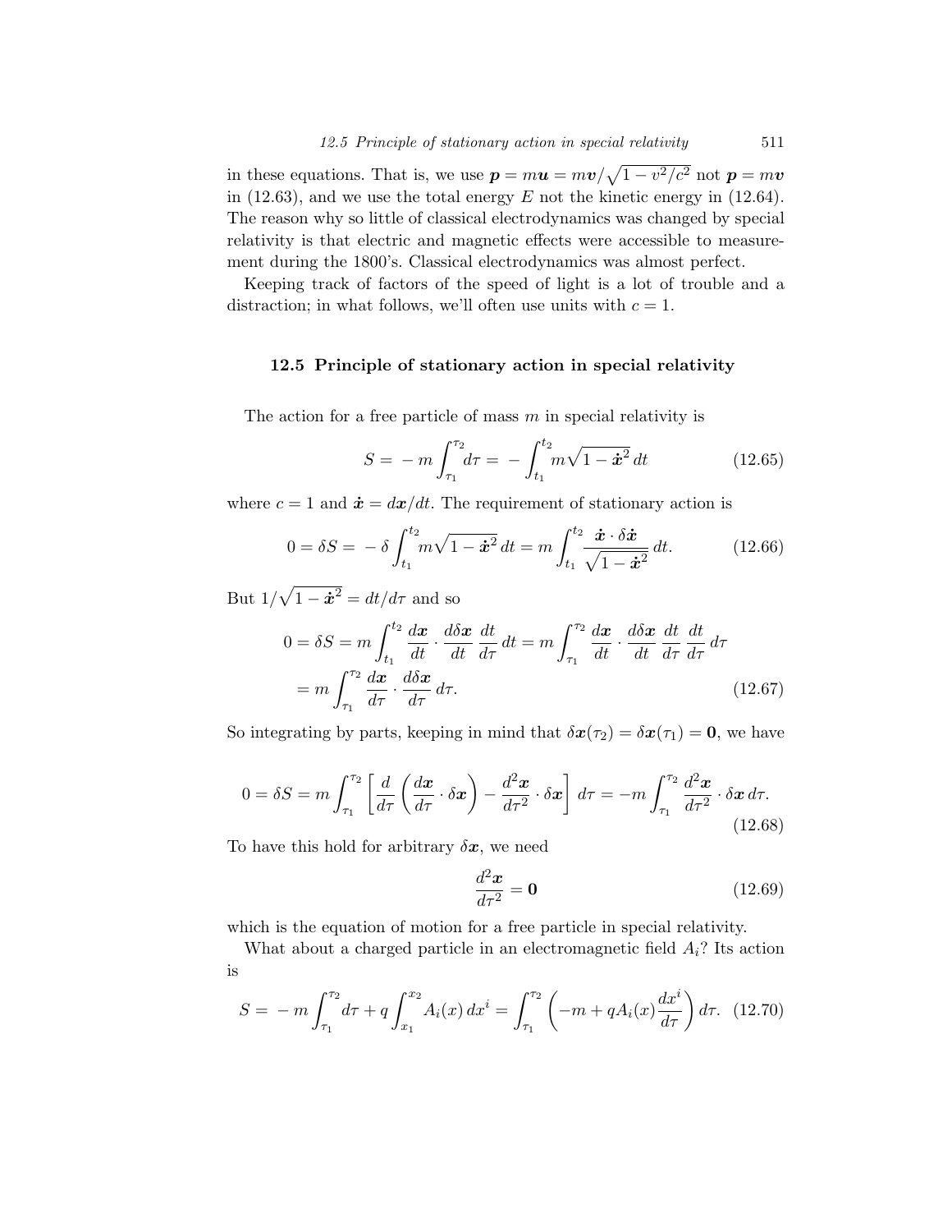in these equations. That is, we use $\boldsymbol{p} = m\boldsymbol{u} = m\boldsymbol{v}/\sqrt{1 - v^2/c^2}$ not $\boldsymbol{p} = m\boldsymbol{v}$ in (12.63), and we use the total energy $E$ not the kinetic energy in (12.64). The reason why so little of classical electrodynamics was changed by special relativity is that electric and magnetic effects were accessible to measurement during the 1800's. Classical electrodynamics was almost perfect.

Keeping track of factors of the speed of light is a lot of trouble and a distraction; in what follows, we'll often use units with $c = 1$.

## 12.5 Principle of stationary action in special relativity

The action for a free particle of mass $m$ in special relativity is

$$S = -m \int_{\tau_1}^{\tau_2} d\tau = -\int_{t_1}^{t_2} m\sqrt{1 - \dot{\boldsymbol{x}}^2}\, dt \tag{12.65}$$

where $c = 1$ and $\dot{\boldsymbol{x}} = d\boldsymbol{x}/dt$. The requirement of stationary action is

$$0 = \delta S = -\delta \int_{t_1}^{t_2} m\sqrt{1 - \dot{\boldsymbol{x}}^2}\, dt = m \int_{t_1}^{t_2} \frac{\dot{\boldsymbol{x}} \cdot \delta\dot{\boldsymbol{x}}}{\sqrt{1 - \dot{\boldsymbol{x}}^2}}\, dt. \tag{12.66}$$

But $1/\sqrt{1 - \dot{\boldsymbol{x}}^2} = dt/d\tau$ and so

$$\begin{aligned} 0 = \delta S &= m \int_{t_1}^{t_2} \frac{d\boldsymbol{x}}{dt} \cdot \frac{d\delta\boldsymbol{x}}{dt} \frac{dt}{d\tau}\, dt = m \int_{\tau_1}^{\tau_2} \frac{d\boldsymbol{x}}{dt} \cdot \frac{d\delta\boldsymbol{x}}{dt} \frac{dt}{d\tau} \frac{dt}{d\tau}\, d\tau \\ &= m \int_{\tau_1}^{\tau_2} \frac{d\boldsymbol{x}}{d\tau} \cdot \frac{d\delta\boldsymbol{x}}{d\tau}\, d\tau. \end{aligned} \tag{12.67}$$

So integrating by parts, keeping in mind that $\delta\boldsymbol{x}(\tau_2) = \delta\boldsymbol{x}(\tau_1) = \boldsymbol{0}$, we have

$$0 = \delta S = m \int_{\tau_1}^{\tau_2} \left[ \frac{d}{d\tau} \left( \frac{d\boldsymbol{x}}{d\tau} \cdot \delta\boldsymbol{x} \right) - \frac{d^2\boldsymbol{x}}{d\tau^2} \cdot \delta\boldsymbol{x} \right] d\tau = -m \int_{\tau_1}^{\tau_2} \frac{d^2\boldsymbol{x}}{d\tau^2} \cdot \delta\boldsymbol{x}\, d\tau. \tag{12.68}$$

To have this hold for arbitrary $\delta\boldsymbol{x}$, we need

$$\frac{d^2\boldsymbol{x}}{d\tau^2} = \boldsymbol{0} \tag{12.69}$$

which is the equation of motion for a free particle in special relativity.

What about a charged particle in an electromagnetic field $A_i$? Its action is

$$S = -m \int_{\tau_1}^{\tau_2} d\tau + q \int_{x_1}^{x_2} A_i(x)\, dx^i = \int_{\tau_1}^{\tau_2} \left( -m + qA_i(x) \frac{dx^i}{d\tau} \right) d\tau. \tag{12.70}$$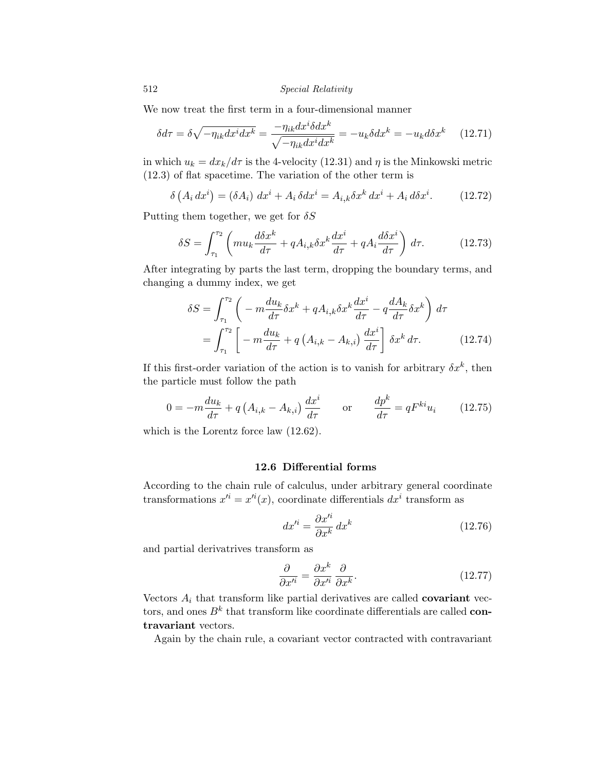We now treat the first term in a four-dimensional manner

$$\delta d\tau = \delta\sqrt{-\eta_{ik}dx^i dx^k} = \frac{-\eta_{ik}dx^i \delta dx^k}{\sqrt{-\eta_{ik}dx^i dx^k}} = -u_k \delta dx^k = -u_k d\delta x^k \qquad (12.71)$$

in which $u_k = dx_k/d\tau$ is the 4-velocity (12.31) and $\eta$ is the Minkowski metric (12.3) of flat spacetime. The variation of the other term is

$$\delta\left(A_i\, dx^i\right) = \left(\delta A_i\right)\, dx^i + A_i\, \delta dx^i = A_{i,k}\delta x^k\, dx^i + A_i\, d\delta x^i. \qquad (12.72)$$

Putting them together, we get for $\delta S$

$$\delta S = \int_{\tau_1}^{\tau_2} \left( m u_k \frac{d\delta x^k}{d\tau} + qA_{i,k}\delta x^k \frac{dx^i}{d\tau} + qA_i \frac{d\delta x^i}{d\tau}\right) d\tau. \qquad (12.73)$$

After integrating by parts the last term, dropping the boundary terms, and changing a dummy index, we get

$$\begin{aligned}\delta S &= \int_{\tau_1}^{\tau_2} \left( -m\frac{du_k}{d\tau}\delta x^k + qA_{i,k}\delta x^k \frac{dx^i}{d\tau} - q\frac{dA_k}{d\tau}\delta x^k \right) d\tau \\ &= \int_{\tau_1}^{\tau_2} \left[ -m\frac{du_k}{d\tau} + q\left(A_{i,k} - A_{k,i}\right)\frac{dx^i}{d\tau}\right] \delta x^k\, d\tau. \end{aligned} \qquad (12.74)$$

If this first-order variation of the action is to vanish for arbitrary $\delta x^k$, then the particle must follow the path

$$0 = -m\frac{du_k}{d\tau} + q\left(A_{i,k} - A_{k,i}\right)\frac{dx^i}{d\tau} \qquad \text{or} \qquad \frac{dp^k}{d\tau} = qF^{ki}u_i \qquad (12.75)$$

which is the Lorentz force law (12.62).

## 12.6 Differential forms

According to the chain rule of calculus, under arbitrary general coordinate transformations $x'^i = x'^i(x)$, coordinate differentials $dx^i$ transform as

$$dx'^i = \frac{\partial x'^i}{\partial x^k}\, dx^k \qquad (12.76)$$

and partial derivatrives transform as

$$\frac{\partial}{\partial x'^i} = \frac{\partial x^k}{\partial x'^i}\, \frac{\partial}{\partial x^k}. \qquad (12.77)$$

Vectors $A_i$ that transform like partial derivatives are called **covariant** vectors, and ones $B^k$ that transform like coordinate differentials are called **contravariant** vectors.

Again by the chain rule, a covariant vector contracted with contravariant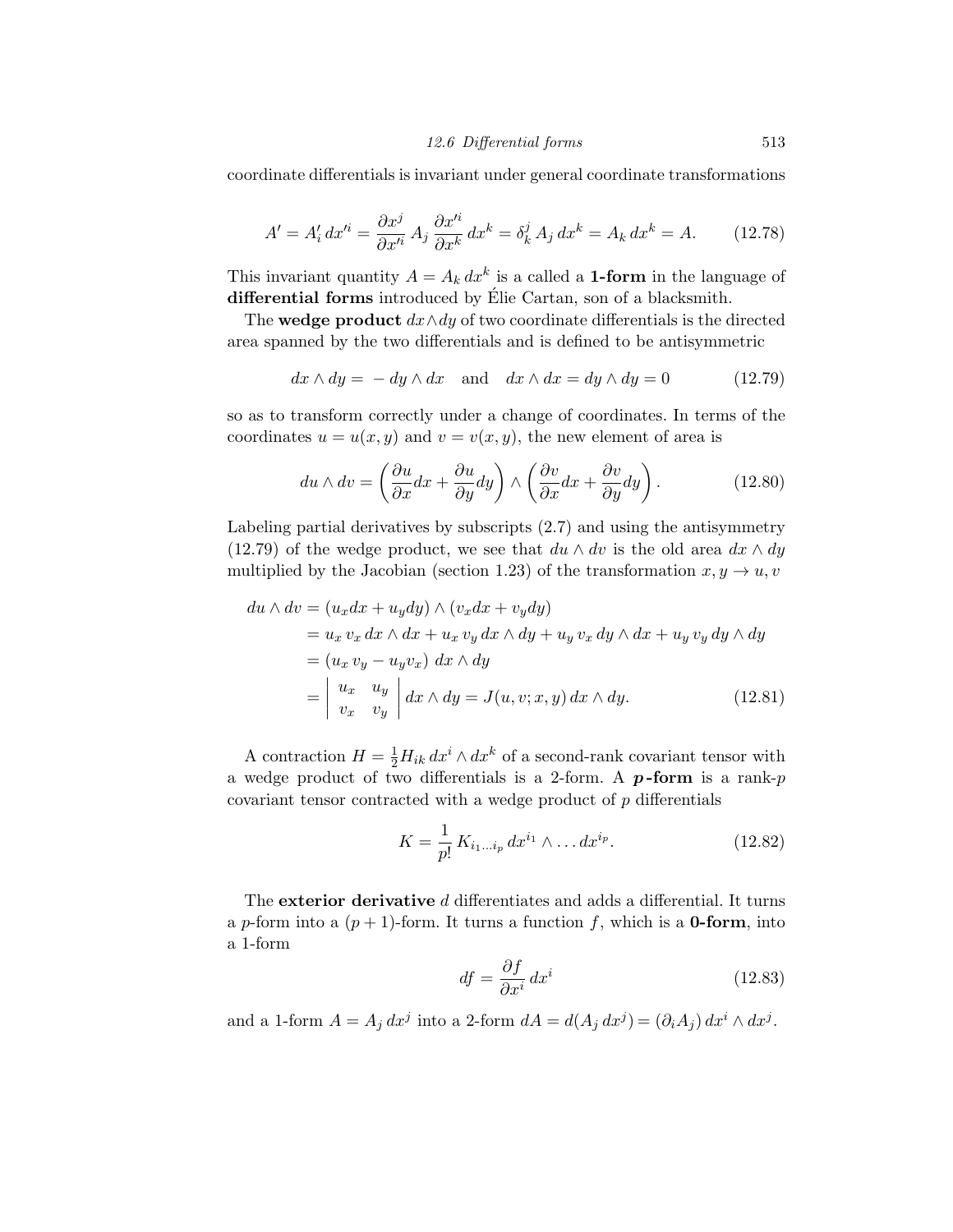coordinate differentials is invariant under general coordinate transformations

$$A' = A'_i \, dx'^i = \frac{\partial x^j}{\partial x'^i} \, A_j \, \frac{\partial x'^i}{\partial x^k} \, dx^k = \delta^j_k \, A_j \, dx^k = A_k \, dx^k = A. \qquad (12.78)$$

This invariant quantity $A = A_k \, dx^k$ is a called a **1-form** in the language of **differential forms** introduced by Élie Cartan, son of a blacksmith.

The **wedge product** $dx \wedge dy$ of two coordinate differentials is the directed area spanned by the two differentials and is defined to be antisymmetric

$$dx \wedge dy = -\, dy \wedge dx \quad \text{and} \quad dx \wedge dx = dy \wedge dy = 0 \qquad (12.79)$$

so as to transform correctly under a change of coordinates. In terms of the coordinates $u = u(x, y)$ and $v = v(x, y)$, the new element of area is

$$du \wedge dv = \left( \frac{\partial u}{\partial x} dx + \frac{\partial u}{\partial y} dy \right) \wedge \left( \frac{\partial v}{\partial x} dx + \frac{\partial v}{\partial y} dy \right). \qquad (12.80)$$

Labeling partial derivatives by subscripts (2.7) and using the antisymmetry (12.79) of the wedge product, we see that $du \wedge dv$ is the old area $dx \wedge dy$ multiplied by the Jacobian (section 1.23) of the transformation $x, y \to u, v$

$$\begin{aligned}
du \wedge dv &= (u_x dx + u_y dy) \wedge (v_x dx + v_y dy) \\
&= u_x \, v_x \, dx \wedge dx + u_x \, v_y \, dx \wedge dy + u_y \, v_x \, dy \wedge dx + u_y \, v_y \, dy \wedge dy \\
&= (u_x \, v_y - u_y v_x) \; dx \wedge dy \\
&= \begin{vmatrix} u_x & u_y \\ v_x & v_y \end{vmatrix} dx \wedge dy = J(u, v; x, y) \, dx \wedge dy. \qquad (12.81)
\end{aligned}$$

A contraction $H = \frac{1}{2} H_{ik} \, dx^i \wedge dx^k$ of a second-rank covariant tensor with a wedge product of two differentials is a 2-form. A ***p*-form** is a rank-$p$ covariant tensor contracted with a wedge product of $p$ differentials

$$K = \frac{1}{p!} \, K_{i_1 \ldots i_p} \, dx^{i_1} \wedge \ldots dx^{i_p}. \qquad (12.82)$$

The **exterior derivative** $d$ differentiates and adds a differential. It turns a $p$-form into a $(p+1)$-form. It turns a function $f$, which is a **0-form**, into a 1-form

$$df = \frac{\partial f}{\partial x^i} \, dx^i \qquad (12.83)$$

and a 1-form $A = A_j \, dx^j$ into a 2-form $dA = d(A_j \, dx^j) = (\partial_i A_j) \, dx^i \wedge dx^j$.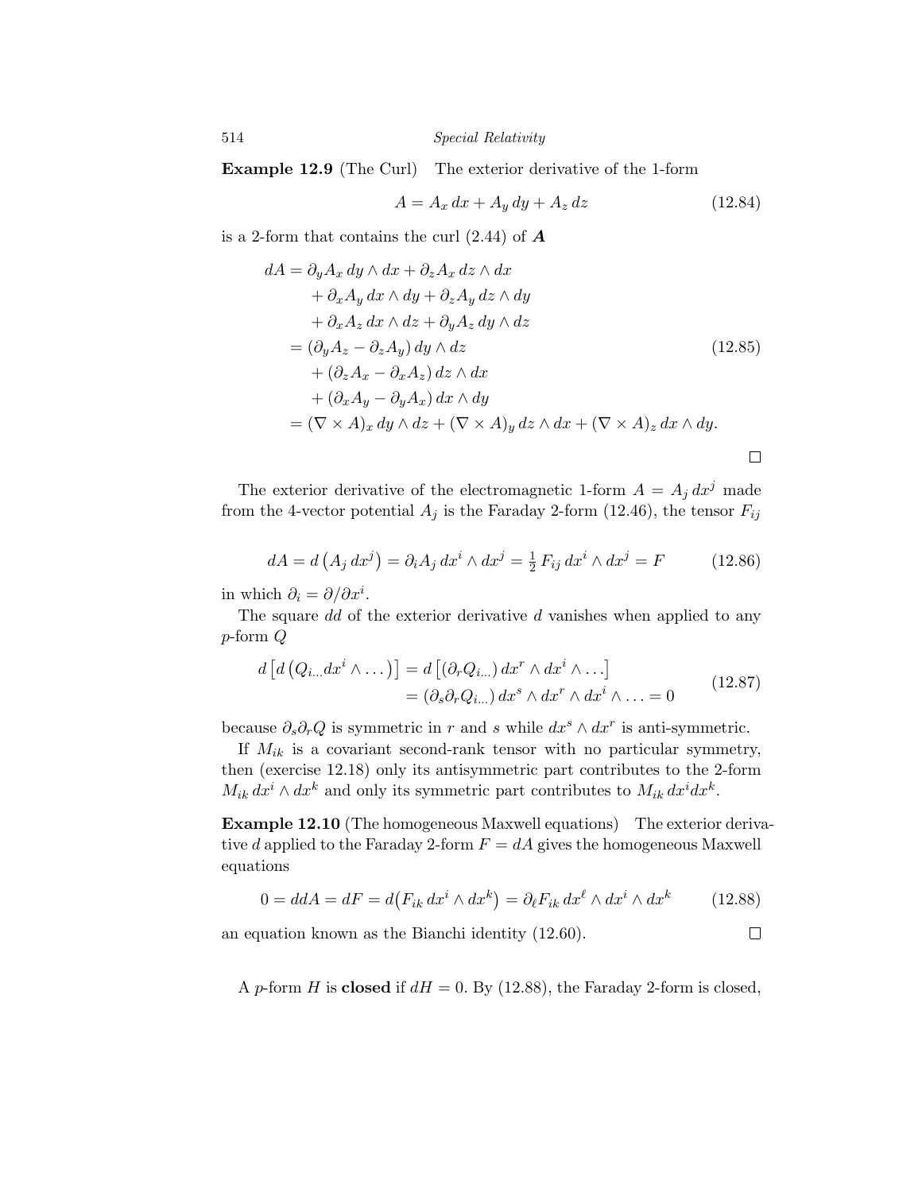**Example 12.9** (The Curl) The exterior derivative of the 1-form

$$A = A_x\,dx + A_y\,dy + A_z\,dz \tag{12.84}$$

is a 2-form that contains the curl (2.44) of $\boldsymbol{A}$

$$\begin{aligned}
dA &= \partial_y A_x\,dy \wedge dx + \partial_z A_x\,dz \wedge dx \\
&\quad + \partial_x A_y\,dx \wedge dy + \partial_z A_y\,dz \wedge dy \\
&\quad + \partial_x A_z\,dx \wedge dz + \partial_y A_z\,dy \wedge dz \\
&= (\partial_y A_z - \partial_z A_y)\,dy \wedge dz \\
&\quad + (\partial_z A_x - \partial_x A_z)\,dz \wedge dx \\
&\quad + (\partial_x A_y - \partial_y A_x)\,dx \wedge dy \\
&= (\nabla \times A)_x\,dy \wedge dz + (\nabla \times A)_y\,dz \wedge dx + (\nabla \times A)_z\,dx \wedge dy.
\end{aligned} \tag{12.85}$$

□

The exterior derivative of the electromagnetic 1-form $A = A_j\,dx^j$ made from the 4-vector potential $A_j$ is the Faraday 2-form (12.46), the tensor $F_{ij}$

$$dA = d\left(A_j\,dx^j\right) = \partial_i A_j\,dx^i \wedge dx^j = \tfrac{1}{2}\,F_{ij}\,dx^i \wedge dx^j = F \tag{12.86}$$

in which $\partial_i = \partial/\partial x^i$.

The square $dd$ of the exterior derivative $d$ vanishes when applied to any $p$-form $Q$

$$\begin{aligned}
d\left[d\left(Q_{i\ldots}dx^i \wedge \ldots\right)\right] &= d\left[(\partial_r Q_{i\ldots})\,dx^r \wedge dx^i \wedge \ldots\right] \\
&= (\partial_s \partial_r Q_{i\ldots})\,dx^s \wedge dx^r \wedge dx^i \wedge \ldots = 0
\end{aligned} \tag{12.87}$$

because $\partial_s \partial_r Q$ is symmetric in $r$ and $s$ while $dx^s \wedge dx^r$ is anti-symmetric.

If $M_{ik}$ is a covariant second-rank tensor with no particular symmetry, then (exercise 12.18) only its antisymmetric part contributes to the 2-form $M_{ik}\,dx^i \wedge dx^k$ and only its symmetric part contributes to $M_{ik}\,dx^i dx^k$.

**Example 12.10** (The homogeneous Maxwell equations) The exterior derivative $d$ applied to the Faraday 2-form $F = dA$ gives the homogeneous Maxwell equations

$$0 = ddA = dF = d\big(F_{ik}\,dx^i \wedge dx^k\big) = \partial_\ell F_{ik}\,dx^\ell \wedge dx^i \wedge dx^k \tag{12.88}$$

an equation known as the Bianchi identity (12.60). □

A $p$-form $H$ is **closed** if $dH = 0$. By (12.88), the Faraday 2-form is closed,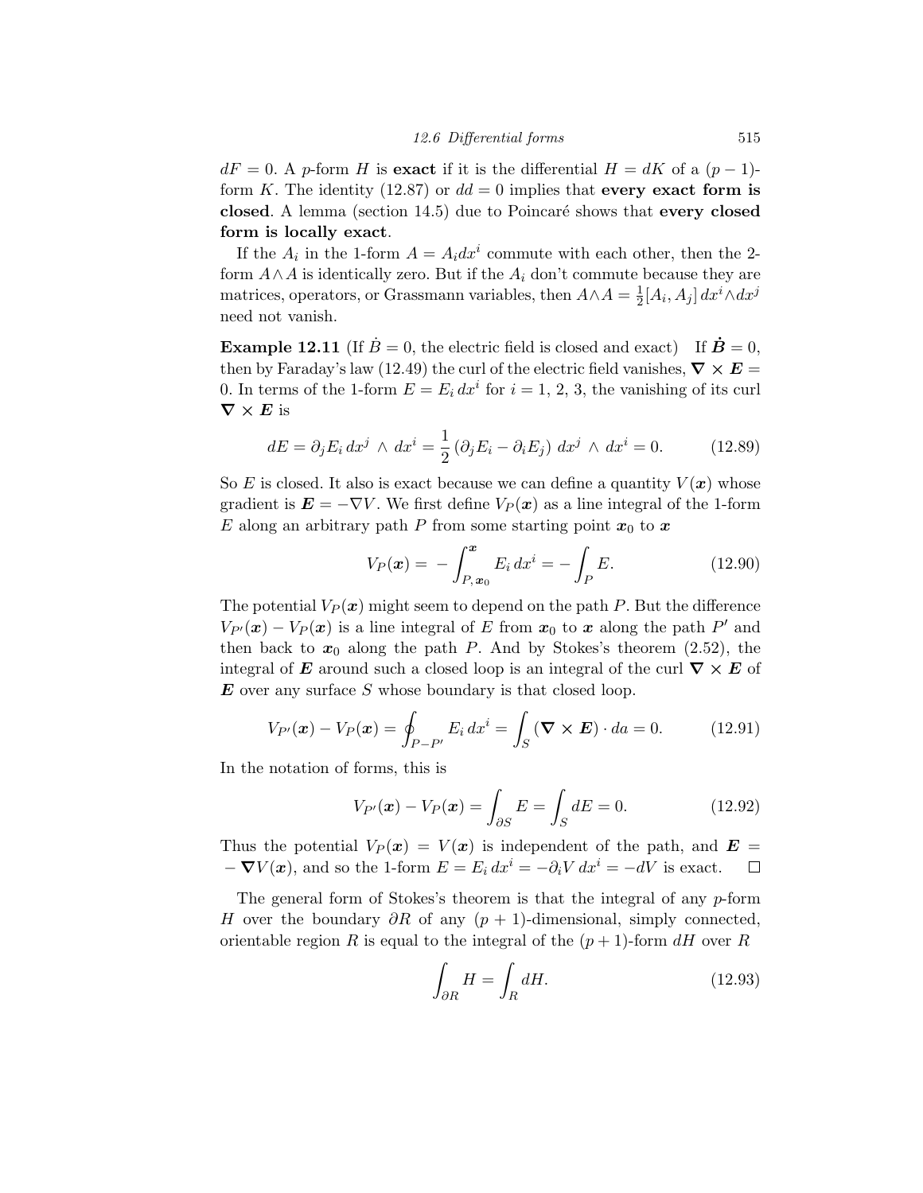$dF = 0$. A $p$-form $H$ is **exact** if it is the differential $H = dK$ of a $(p-1)$-form $K$. The identity (12.87) or $dd = 0$ implies that **every exact form is closed**. A lemma (section 14.5) due to Poincaré shows that **every closed form is locally exact**.

If the $A_i$ in the 1-form $A = A_i dx^i$ commute with each other, then the 2-form $A \wedge A$ is identically zero. But if the $A_i$ don't commute because they are matrices, operators, or Grassmann variables, then $A \wedge A = \frac{1}{2}[A_i, A_j]\, dx^i \wedge dx^j$ need not vanish.

**Example 12.11** (If $\dot{B} = 0$, the electric field is closed and exact) If $\dot{\boldsymbol{B}} = 0$, then by Faraday's law (12.49) the curl of the electric field vanishes, $\boldsymbol{\nabla} \times \boldsymbol{E} = 0$. In terms of the 1-form $E = E_i\, dx^i$ for $i = 1, 2, 3$, the vanishing of its curl $\boldsymbol{\nabla} \times \boldsymbol{E}$ is

$$dE = \partial_j E_i\, dx^j \wedge dx^i = \frac{1}{2}\left(\partial_j E_i - \partial_i E_j\right) dx^j \wedge dx^i = 0. \tag{12.89}$$

So $E$ is closed. It also is exact because we can define a quantity $V(\boldsymbol{x})$ whose gradient is $\boldsymbol{E} = -\nabla V$. We first define $V_P(\boldsymbol{x})$ as a line integral of the 1-form $E$ along an arbitrary path $P$ from some starting point $\boldsymbol{x}_0$ to $\boldsymbol{x}$

$$V_P(\boldsymbol{x}) = -\int_{P,\, \boldsymbol{x}_0}^{\boldsymbol{x}} E_i\, dx^i = -\int_P E. \tag{12.90}$$

The potential $V_P(\boldsymbol{x})$ might seem to depend on the path $P$. But the difference $V_{P'}(\boldsymbol{x}) - V_P(\boldsymbol{x})$ is a line integral of $E$ from $\boldsymbol{x}_0$ to $\boldsymbol{x}$ along the path $P'$ and then back to $\boldsymbol{x}_0$ along the path $P$. And by Stokes's theorem (2.52), the integral of $\boldsymbol{E}$ around such a closed loop is an integral of the curl $\boldsymbol{\nabla} \times \boldsymbol{E}$ of $\boldsymbol{E}$ over any surface $S$ whose boundary is that closed loop.

$$V_{P'}(\boldsymbol{x}) - V_P(\boldsymbol{x}) = \oint_{P-P'} E_i\, dx^i = \int_S (\boldsymbol{\nabla} \times \boldsymbol{E}) \cdot da = 0. \tag{12.91}$$

In the notation of forms, this is

$$V_{P'}(\boldsymbol{x}) - V_P(\boldsymbol{x}) = \int_{\partial S} E = \int_S dE = 0. \tag{12.92}$$

Thus the potential $V_P(\boldsymbol{x}) = V(\boldsymbol{x})$ is independent of the path, and $\boldsymbol{E} = -\boldsymbol{\nabla} V(\boldsymbol{x})$, and so the 1-form $E = E_i\, dx^i = -\partial_i V\, dx^i = -dV$ is exact. $\square$

The general form of Stokes's theorem is that the integral of any $p$-form $H$ over the boundary $\partial R$ of any $(p+1)$-dimensional, simply connected, orientable region $R$ is equal to the integral of the $(p+1)$-form $dH$ over $R$

$$\int_{\partial R} H = \int_R dH. \tag{12.93}$$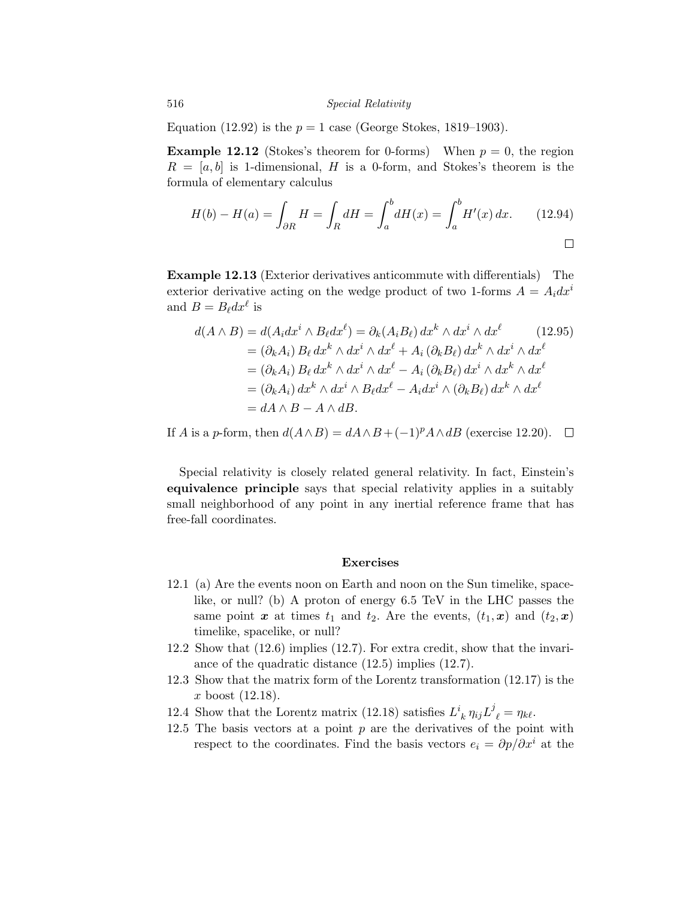Equation (12.92) is the $p = 1$ case (George Stokes, 1819–1903).

**Example 12.12** (Stokes's theorem for 0-forms) When $p = 0$, the region $R = [a, b]$ is 1-dimensional, $H$ is a 0-form, and Stokes's theorem is the formula of elementary calculus

$$H(b) - H(a) = \int_{\partial R} H = \int_R dH = \int_a^b dH(x) = \int_a^b H'(x)\, dx. \tag{12.94}$$

□

**Example 12.13** (Exterior derivatives anticommute with differentials) The exterior derivative acting on the wedge product of two 1-forms $A = A_i dx^i$ and $B = B_\ell dx^\ell$ is

$$\begin{aligned}
d(A \wedge B) &= d(A_i dx^i \wedge B_\ell dx^\ell) = \partial_k (A_i B_\ell)\, dx^k \wedge dx^i \wedge dx^\ell \qquad (12.95)\\
&= (\partial_k A_i)\, B_\ell\, dx^k \wedge dx^i \wedge dx^\ell + A_i\, (\partial_k B_\ell)\, dx^k \wedge dx^i \wedge dx^\ell \\
&= (\partial_k A_i)\, B_\ell\, dx^k \wedge dx^i \wedge dx^\ell - A_i\, (\partial_k B_\ell)\, dx^i \wedge dx^k \wedge dx^\ell \\
&= (\partial_k A_i)\, dx^k \wedge dx^i \wedge B_\ell dx^\ell - A_i dx^i \wedge (\partial_k B_\ell)\, dx^k \wedge dx^\ell \\
&= dA \wedge B - A \wedge dB.
\end{aligned}$$

If $A$ is a $p$-form, then $d(A \wedge B) = dA \wedge B + (-1)^p A \wedge dB$ (exercise 12.20). □

Special relativity is closely related general relativity. In fact, Einstein's **equivalence principle** says that special relativity applies in a suitably small neighborhood of any point in any inertial reference frame that has free-fall coordinates.

## Exercises

12.1 (a) Are the events noon on Earth and noon on the Sun timelike, spacelike, or null? (b) A proton of energy 6.5 TeV in the LHC passes the same point $\boldsymbol{x}$ at times $t_1$ and $t_2$. Are the events, $(t_1, \boldsymbol{x})$ and $(t_2, \boldsymbol{x})$ timelike, spacelike, or null?

12.2 Show that (12.6) implies (12.7). For extra credit, show that the invariance of the quadratic distance (12.5) implies (12.7).

12.3 Show that the matrix form of the Lorentz transformation (12.17) is the $x$ boost (12.18).

12.4 Show that the Lorentz matrix (12.18) satisfies $L^i{}_k\, \eta_{ij} L^j{}_\ell = \eta_{k\ell}$.

12.5 The basis vectors at a point $p$ are the derivatives of the point with respect to the coordinates. Find the basis vectors $e_i = \partial p / \partial x^i$ at the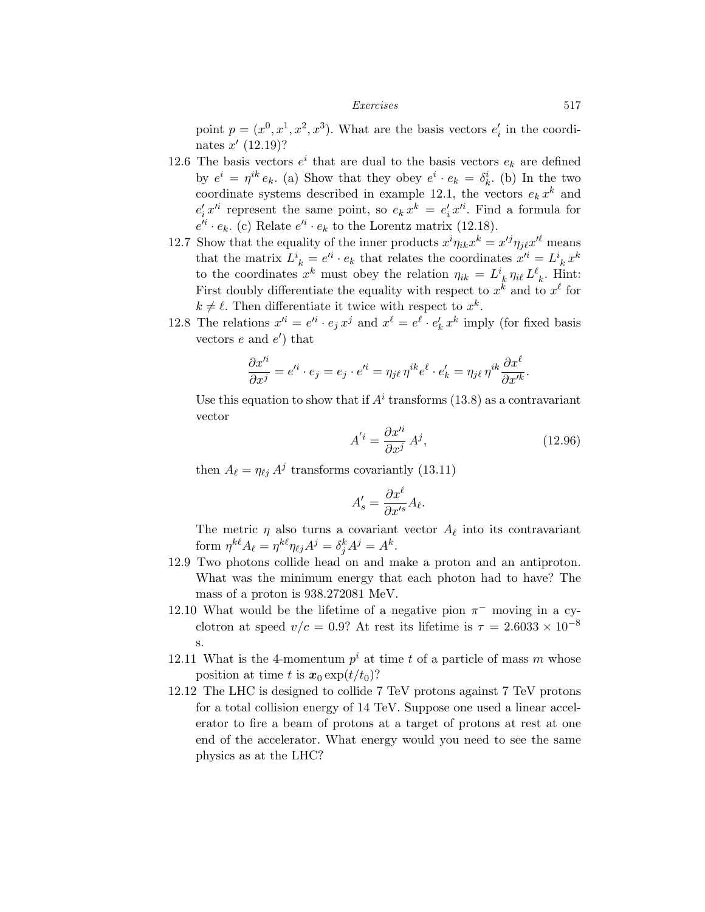point $p = (x^0, x^1, x^2, x^3)$. What are the basis vectors $e'_i$ in the coordinates $x'$ (12.19)?

12.6 The basis vectors $e^i$ that are dual to the basis vectors $e_k$ are defined by $e^i = \eta^{ik}\, e_k$. (a) Show that they obey $e^i \cdot e_k = \delta^i_k$. (b) In the two coordinate systems described in example 12.1, the vectors $e_k\, x^k$ and $e'_i\, x'^i$ represent the same point, so $e_k\, x^k = e'_i\, x'^i$. Find a formula for $e'^i \cdot e_k$. (c) Relate $e'^i \cdot e_k$ to the Lorentz matrix (12.18).

12.7 Show that the equality of the inner products $x^i \eta_{ik} x^k = x'^j \eta_{j\ell} x'^\ell$ means that the matrix $L^i{}_k = e'^i \cdot e_k$ that relates the coordinates $x'^i = L^i{}_k\, x^k$ to the coordinates $x^k$ must obey the relation $\eta_{ik} = L^i{}_k\, \eta_{i\ell}\, L^\ell{}_k$. Hint: First doubly differentiate the equality with respect to $x^k$ and to $x^\ell$ for $k \neq \ell$. Then differentiate it twice with respect to $x^k$.

12.8 The relations $x'^i = e'^i \cdot e_j\, x^j$ and $x^\ell = e^\ell \cdot e'_k\, x^k$ imply (for fixed basis vectors $e$ and $e'$) that

$$\frac{\partial x'^i}{\partial x^j} = e'^i \cdot e_j = e_j \cdot e'^i = \eta_{j\ell}\, \eta^{ik} e^\ell \cdot e'_k = \eta_{j\ell}\, \eta^{ik} \frac{\partial x^\ell}{\partial x'^k}.$$

Use this equation to show that if $A^i$ transforms (13.8) as a contravariant vector

$$A'^i = \frac{\partial x'^i}{\partial x^j}\, A^j, \tag{12.96}$$

then $A_\ell = \eta_{\ell j}\, A^j$ transforms covariantly (13.11)

$$A'_s = \frac{\partial x^\ell}{\partial x'^s} A_\ell.$$

The metric $\eta$ also turns a covariant vector $A_\ell$ into its contravariant form $\eta^{k\ell} A_\ell = \eta^{k\ell} \eta_{\ell j} A^j = \delta^k_j A^j = A^k$.

12.9 Two photons collide head on and make a proton and an antiproton. What was the minimum energy that each photon had to have? The mass of a proton is 938.272081 MeV.

12.10 What would be the lifetime of a negative pion $\pi^-$ moving in a cyclotron at speed $v/c = 0.9$? At rest its lifetime is $\tau = 2.6033 \times 10^{-8}$ s.

12.11 What is the 4-momentum $p^i$ at time $t$ of a particle of mass $m$ whose position at time $t$ is $\boldsymbol{x}_0 \exp(t/t_0)$?

12.12 The LHC is designed to collide 7 TeV protons against 7 TeV protons for a total collision energy of 14 TeV. Suppose one used a linear accelerator to fire a beam of protons at a target of protons at rest at one end of the accelerator. What energy would you need to see the same physics as at the LHC?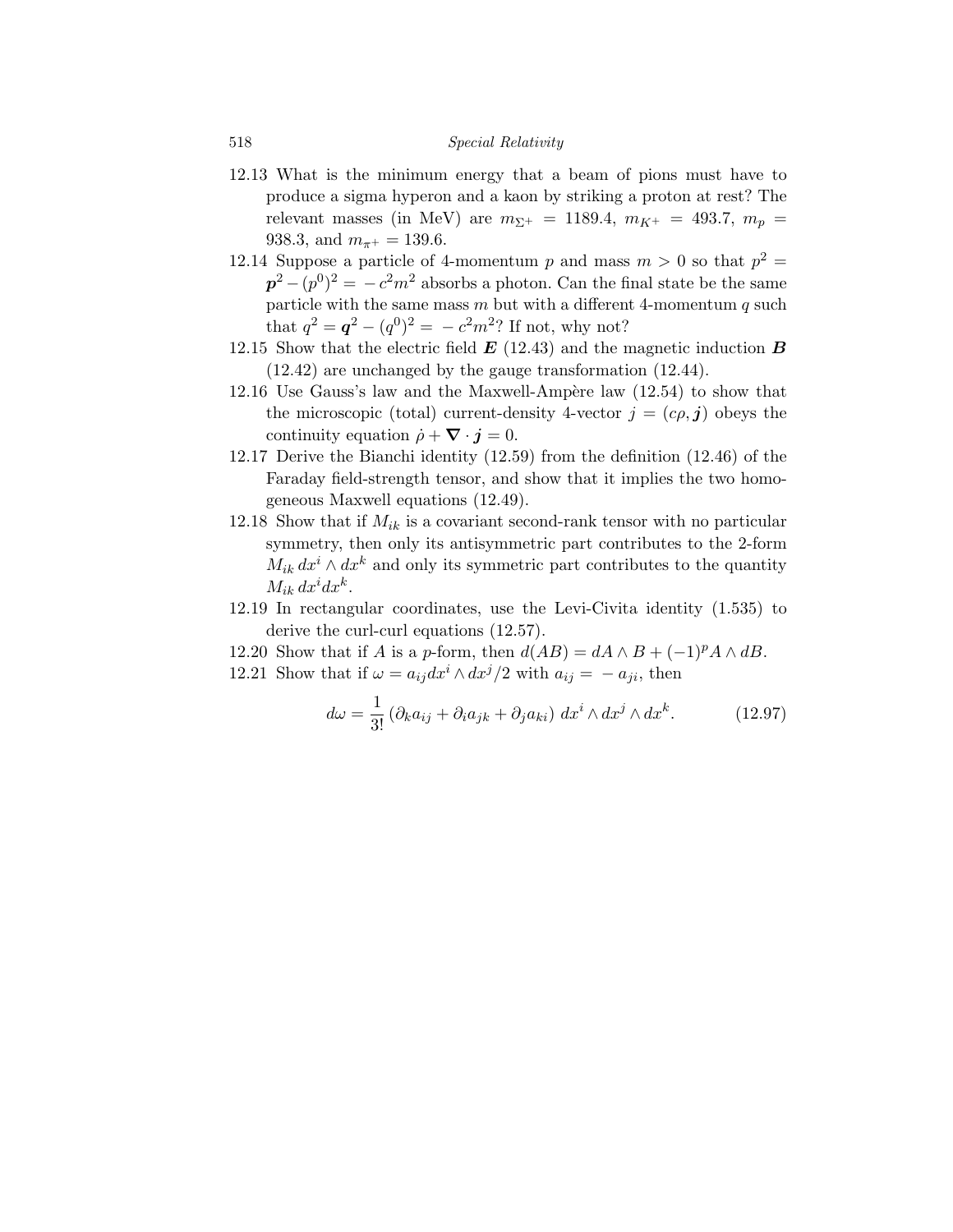12.13 What is the minimum energy that a beam of pions must have to produce a sigma hyperon and a kaon by striking a proton at rest? The relevant masses (in MeV) are $m_{\Sigma^+} = 1189.4$, $m_{K^+} = 493.7$, $m_p = 938.3$, and $m_{\pi^+} = 139.6$.

12.14 Suppose a particle of 4-momentum $p$ and mass $m > 0$ so that $p^2 = \boldsymbol{p}^2 - (p^0)^2 = -c^2m^2$ absorbs a photon. Can the final state be the same particle with the same mass $m$ but with a different 4-momentum $q$ such that $q^2 = \boldsymbol{q}^2 - (q^0)^2 = -c^2m^2$? If not, why not?

12.15 Show that the electric field $\boldsymbol{E}$ (12.43) and the magnetic induction $\boldsymbol{B}$ (12.42) are unchanged by the gauge transformation (12.44).

12.16 Use Gauss's law and the Maxwell-Ampère law (12.54) to show that the microscopic (total) current-density 4-vector $j = (c\rho, \boldsymbol{j})$ obeys the continuity equation $\dot{\rho} + \boldsymbol{\nabla} \cdot \boldsymbol{j} = 0$.

12.17 Derive the Bianchi identity (12.59) from the definition (12.46) of the Faraday field-strength tensor, and show that it implies the two homogeneous Maxwell equations (12.49).

12.18 Show that if $M_{ik}$ is a covariant second-rank tensor with no particular symmetry, then only its antisymmetric part contributes to the 2-form $M_{ik}\, dx^i \wedge dx^k$ and only its symmetric part contributes to the quantity $M_{ik}\, dx^i dx^k$.

12.19 In rectangular coordinates, use the Levi-Civita identity (1.535) to derive the curl-curl equations (12.57).

12.20 Show that if $A$ is a $p$-form, then $d(AB) = dA \wedge B + (-1)^p A \wedge dB$.

12.21 Show that if $\omega = a_{ij} dx^i \wedge dx^j/2$ with $a_{ij} = -a_{ji}$, then

$$d\omega = \frac{1}{3!} \left( \partial_k a_{ij} + \partial_i a_{jk} + \partial_j a_{ki} \right) \, dx^i \wedge dx^j \wedge dx^k. \tag{12.97}$$